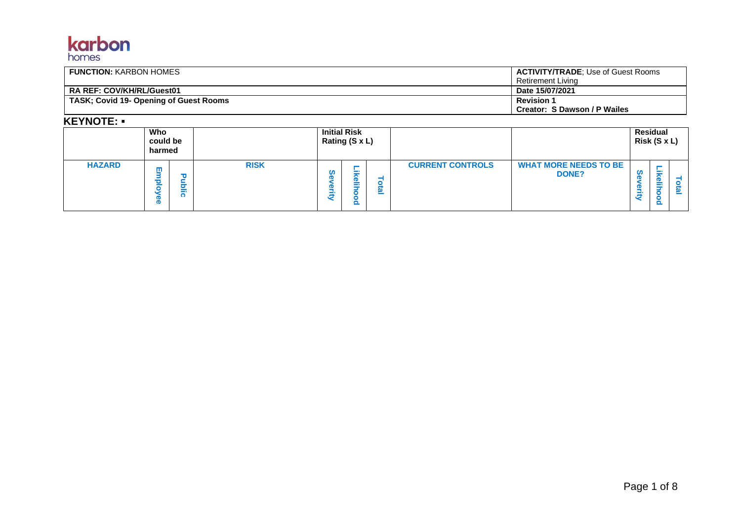karbon
homes

| **FUNCTION:** KARBON HOMES | **ACTIVITY/TRADE**; Use of Guest Rooms Retirement Living |
|---|---|
| **RA REF: COV/KH/RL/Guest01** | **Date 15/07/2021** |
| **TASK; Covid 19- Opening of Guest Rooms** | **Revision 1** **Creator: S Dawson / P Wailes** |

**KEYNOTE:** ▪

| | **Who could be harmed** | | | **Initial Risk Rating (S x L)** | | | | | **Residual Risk (S x L)** | | |
|---|---|---|---|---|---|---|---|---|---|---|---|
| **HAZARD** | **Employee** | **Public** | **RISK** | **Severity** | **Likelihood** | **Total** | **CURRENT CONTROLS** | **WHAT MORE NEEDS TO BE DONE?** | **Severity** | **Likelihood** | **Total** |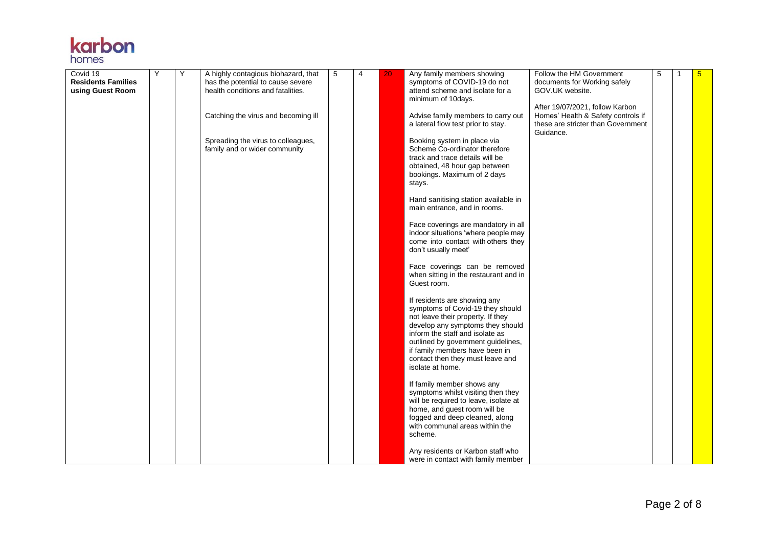| | | | | | | | | | | | |
|---|---|---|---|---|---|---|---|---|---|---|---|
| Covid 19 **Residents Families using Guest Room** | Y | Y | A highly contagious biohazard, that has the potential to cause severe health conditions and fatalities.<br><br>Catching the virus and becoming ill<br><br>Spreading the virus to colleagues, family and or wider community | 5 | 4 | 20 | Any family members showing symptoms of COVID-19 do not attend scheme and isolate for a minimum of 10days.<br><br>Advise family members to carry out a lateral flow test prior to stay.<br><br>Booking system in place via Scheme Co-ordinator therefore track and trace details will be obtained, 48 hour gap between bookings. Maximum of 2 days stays.<br><br>Hand sanitising station available in main entrance, and in rooms.<br><br>Face coverings are mandatory in all indoor situations 'where people may come into contact with others they don't usually meet'<br><br>Face coverings can be removed when sitting in the restaurant and in Guest room.<br><br>If residents are showing any symptoms of Covid-19 they should not leave their property. If they develop any symptoms they should inform the staff and isolate as outlined by government guidelines, if family members have been in contact then they must leave and isolate at home.<br><br>If family member shows any symptoms whilst visiting then they will be required to leave, isolate at home, and guest room will be fogged and deep cleaned, along with communal areas within the scheme.<br><br>Any residents or Karbon staff who were in contact with family member | Follow the HM Government documents for Working safely GOV.UK website.<br><br>After 19/07/2021, follow Karbon Homes' Health & Safety controls if these are stricter than Government Guidance. | 5 | 1 | 5 |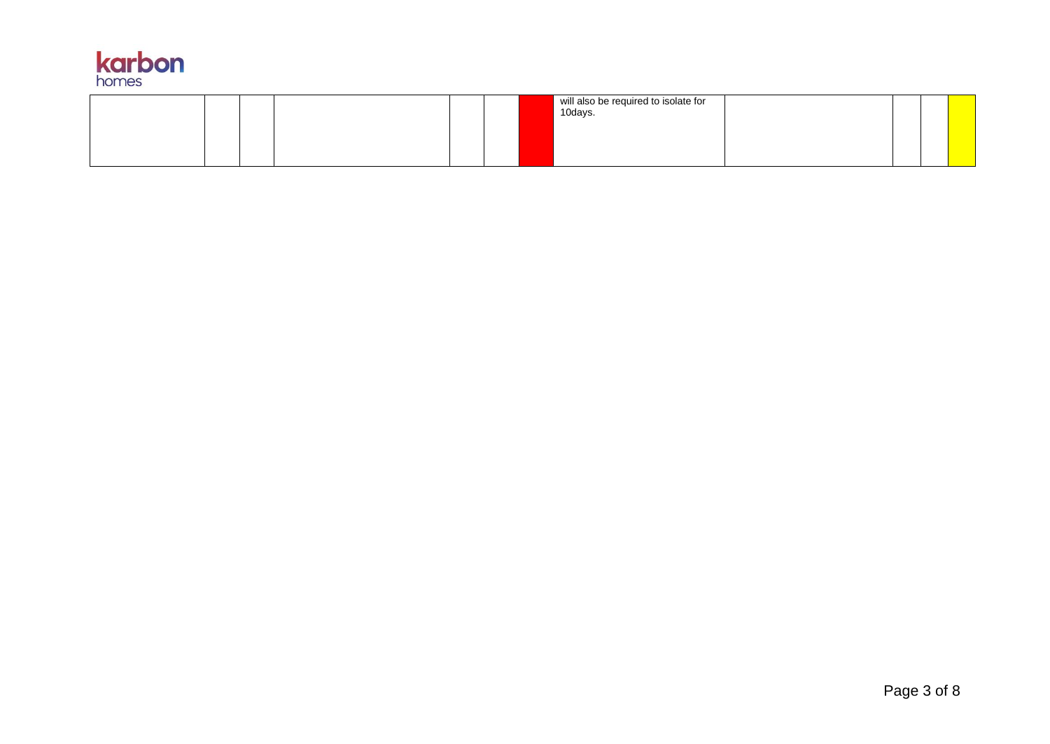|  |  |  |  |  |  |  |  |  |  |  |  |
|---|---|---|---|---|---|---|---|---|---|---|---|
|  |  |  |  |  |  |  | will also be required to isolate for 10days. |  |  |  |  |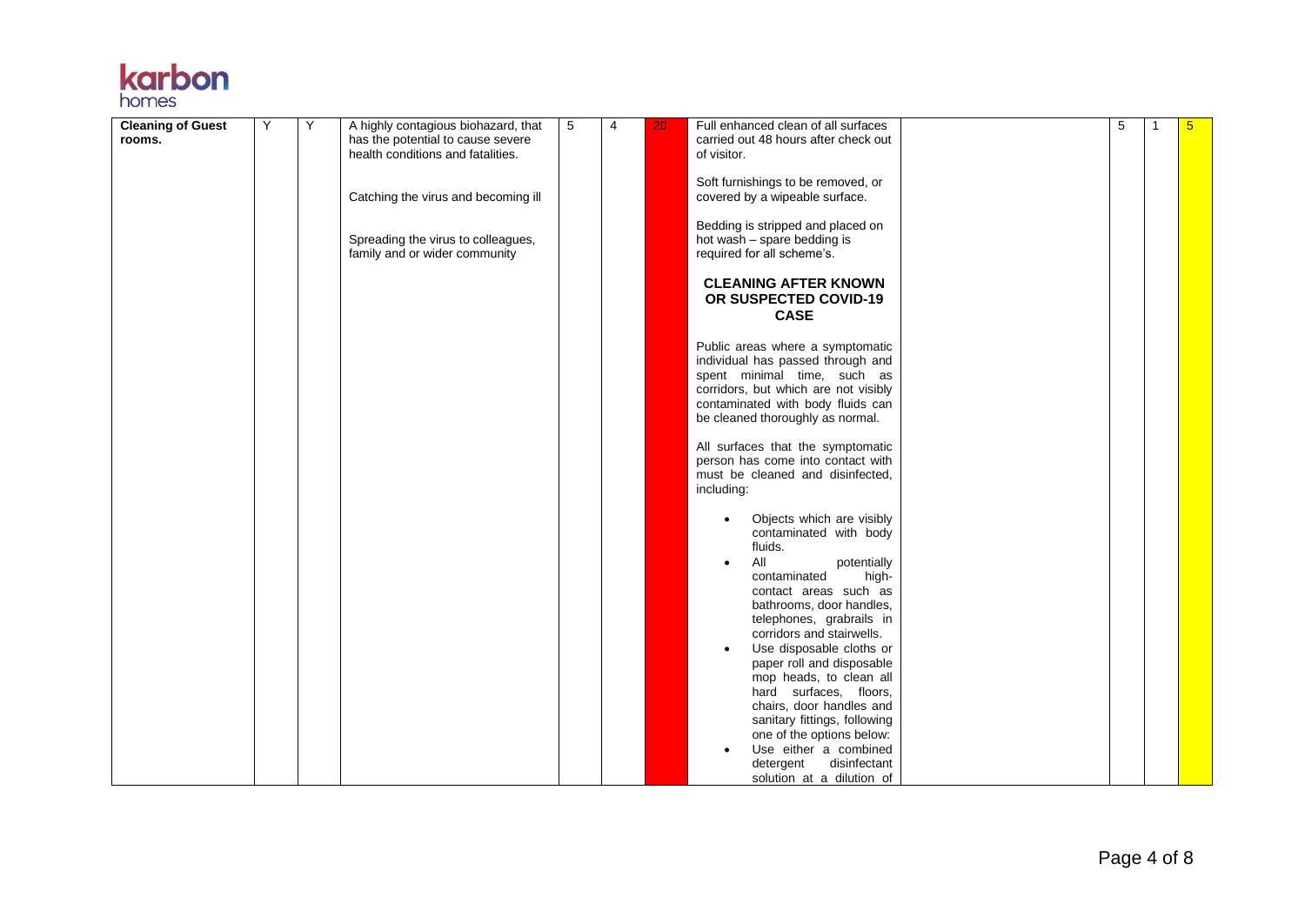| **Cleaning of Guest rooms.** | Y | Y | A highly contagious biohazard, that has the potential to cause severe health conditions and fatalities.<br><br>Catching the virus and becoming ill<br><br>Spreading the virus to colleagues, family and or wider community | 5 | 4 | 20 | Full enhanced clean of all surfaces carried out 48 hours after check out of visitor.<br><br>Soft furnishings to be removed, or covered by a wipeable surface.<br><br>Bedding is stripped and placed on hot wash – spare bedding is required for all scheme's.<br><br>**CLEANING AFTER KNOWN OR SUSPECTED COVID-19 CASE**<br><br>Public areas where a symptomatic individual has passed through and spent minimal time, such as corridors, but which are not visibly contaminated with body fluids can be cleaned thoroughly as normal.<br><br>All surfaces that the symptomatic person has come into contact with must be cleaned and disinfected, including:<br><br>• Objects which are visibly contaminated with body fluids.<br>• All potentially contaminated high-contact areas such as bathrooms, door handles, telephones, grabrails in corridors and stairwells.<br>• Use disposable cloths or paper roll and disposable mop heads, to clean all hard surfaces, floors, chairs, door handles and sanitary fittings, following one of the options below:<br>• Use either a combined detergent disinfectant solution at a dilution of | | 5 | 1 | 5 |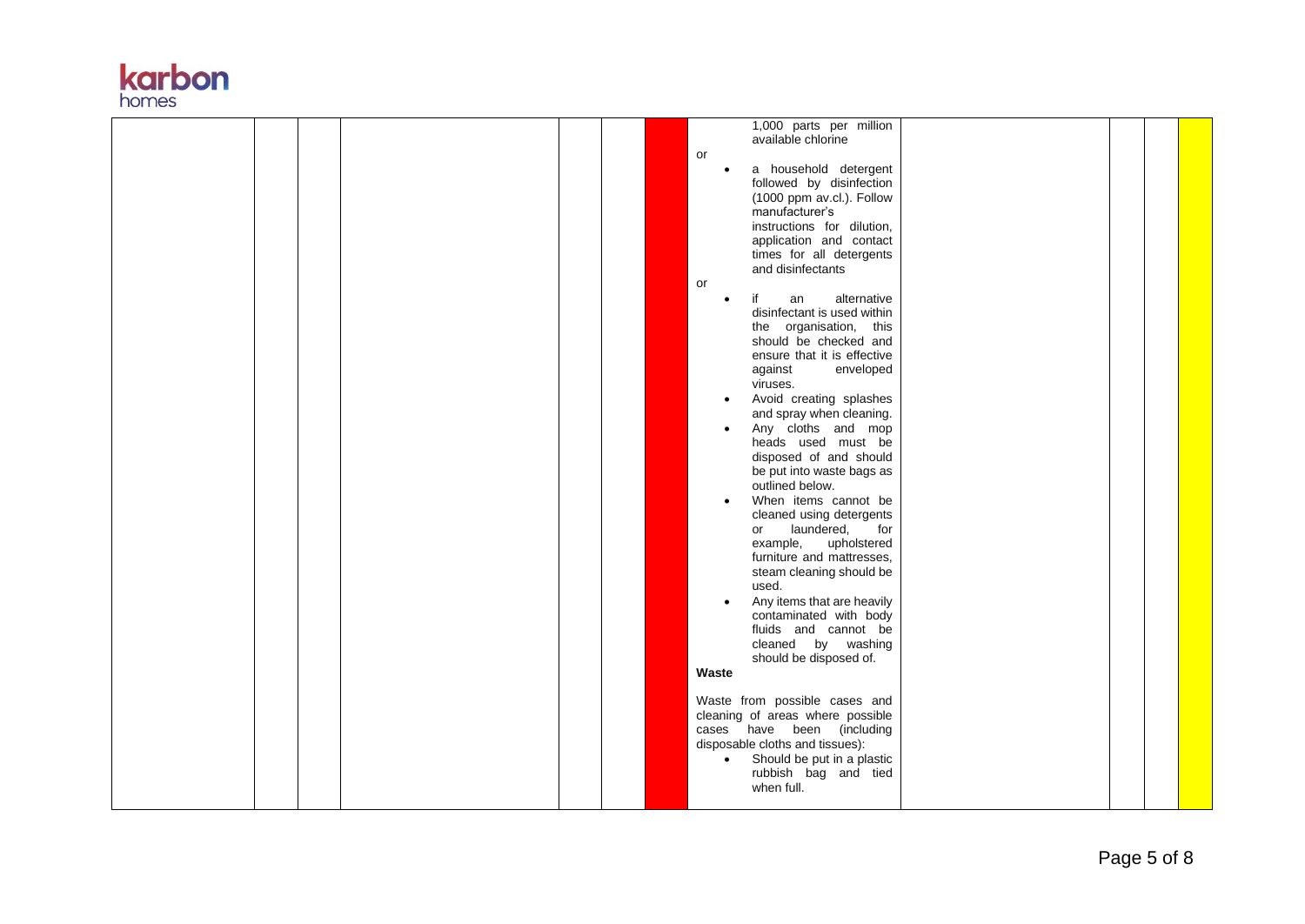| | | | | | | | | | | | |
|---|---|---|---|---|---|---|---|---|---|---|---|
| | | | | | | | 1,000 parts per million available chlorine<br><br>or<br><br>• a household detergent followed by disinfection (1000 ppm av.cl.). Follow manufacturer's instructions for dilution, application and contact times for all detergents and disinfectants<br><br>or<br><br>• if an alternative disinfectant is used within the organisation, this should be checked and ensure that it is effective against enveloped viruses.<br>• Avoid creating splashes and spray when cleaning.<br>• Any cloths and mop heads used must be disposed of and should be put into waste bags as outlined below.<br>• When items cannot be cleaned using detergents or laundered, for example, upholstered furniture and mattresses, steam cleaning should be used.<br>• Any items that are heavily contaminated with body fluids and cannot be cleaned by washing should be disposed of.<br><br>**Waste**<br><br>Waste from possible cases and cleaning of areas where possible cases have been (including disposable cloths and tissues):<br><br>• Should be put in a plastic rubbish bag and tied when full. | | | | |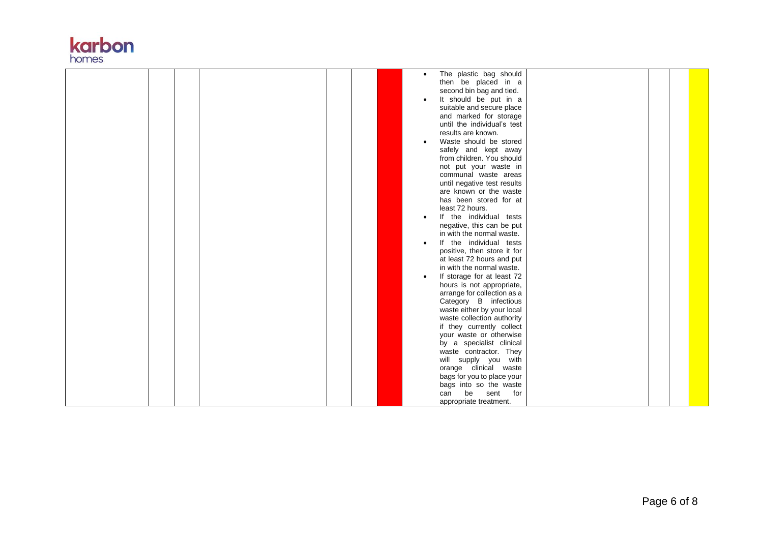| | | | | | | | | | | | |
|---|---|---|---|---|---|---|---|---|---|---|---|
| | | | | | | | • The plastic bag should then be placed in a second bin bag and tied.<br>• It should be put in a suitable and secure place and marked for storage until the individual's test results are known.<br>• Waste should be stored safely and kept away from children. You should not put your waste in communal waste areas until negative test results are known or the waste has been stored for at least 72 hours.<br>• If the individual tests negative, this can be put in with the normal waste.<br>• If the individual tests positive, then store it for at least 72 hours and put in with the normal waste.<br>• If storage for at least 72 hours is not appropriate, arrange for collection as a Category B infectious waste either by your local waste collection authority if they currently collect your waste or otherwise by a specialist clinical waste contractor. They will supply you with orange clinical waste bags for you to place your bags into so the waste can be sent for appropriate treatment. | | | | |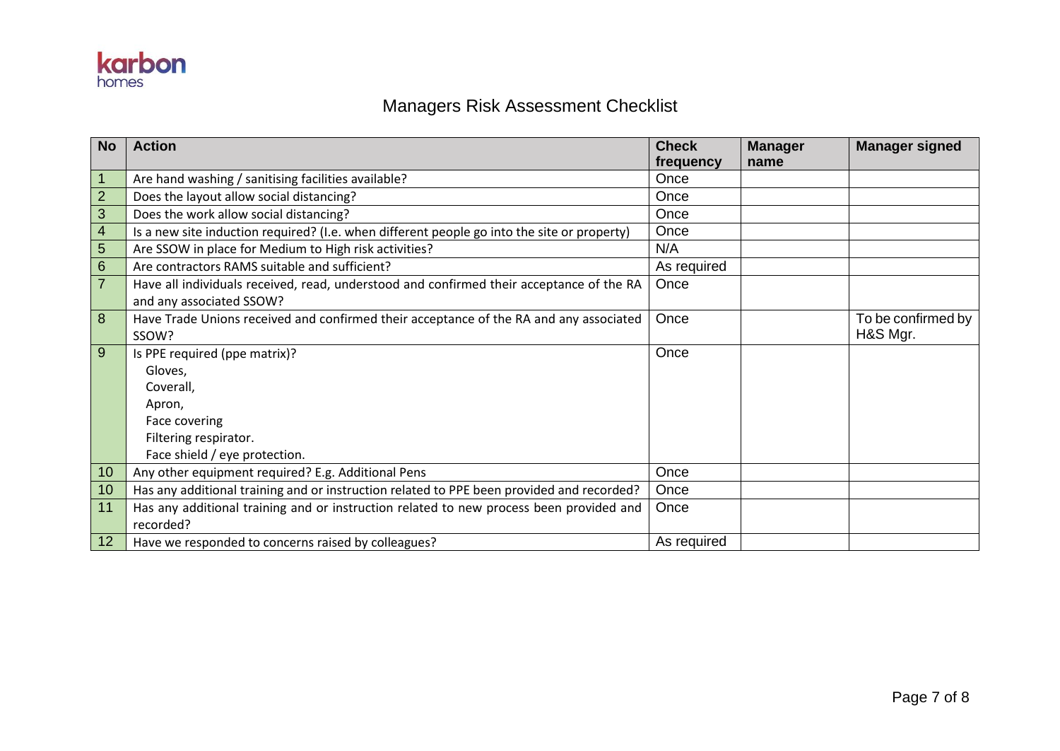karbon homes

# Managers Risk Assessment Checklist

| No | Action | Check frequency | Manager name | Manager signed |
|---|---|---|---|---|
| 1 | Are hand washing / sanitising facilities available? | Once | | |
| 2 | Does the layout allow social distancing? | Once | | |
| 3 | Does the work allow social distancing? | Once | | |
| 4 | Is a new site induction required? (I.e. when different people go into the site or property) | Once | | |
| 5 | Are SSOW in place for Medium to High risk activities? | N/A | | |
| 6 | Are contractors RAMS suitable and sufficient? | As required | | |
| 7 | Have all individuals received, read, understood and confirmed their acceptance of the RA and any associated SSOW? | Once | | |
| 8 | Have Trade Unions received and confirmed their acceptance of the RA and any associated SSOW? | Once | | To be confirmed by H&S Mgr. |
| 9 | Is PPE required (ppe matrix)?<br>Gloves,<br>Coverall,<br>Apron,<br>Face covering<br>Filtering respirator.<br>Face shield / eye protection. | Once | | |
| 10 | Any other equipment required? E.g. Additional Pens | Once | | |
| 10 | Has any additional training and or instruction related to PPE been provided and recorded? | Once | | |
| 11 | Has any additional training and or instruction related to new process been provided and recorded? | Once | | |
| 12 | Have we responded to concerns raised by colleagues? | As required | | |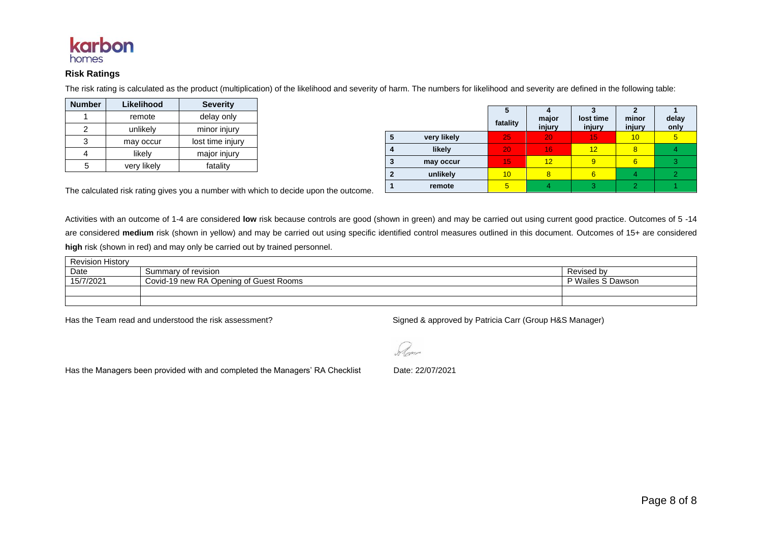karbon homes

## Risk Ratings

The risk rating is calculated as the product (multiplication) of the likelihood and severity of harm. The numbers for likelihood and severity are defined in the following table:

| Number | Likelihood | Severity |
|---|---|---|
| 1 | remote | delay only |
| 2 | unlikely | minor injury |
| 3 | may occur | lost time injury |
| 4 | likely | major injury |
| 5 | very likely | fatality |

| | | 5 fatality | 4 major injury | 3 lost time injury | 2 minor injury | 1 delay only |
|---|---|---|---|---|---|---|
| 5 | very likely | 25 | 20 | 15 | 10 | 5 |
| 4 | likely | 20 | 16 | 12 | 8 | 4 |
| 3 | may occur | 15 | 12 | 9 | 6 | 3 |
| 2 | unlikely | 10 | 8 | 6 | 4 | 2 |
| 1 | remote | 5 | 4 | 3 | 2 | 1 |

The calculated risk rating gives you a number with which to decide upon the outcome.

Activities with an outcome of 1-4 are considered **low** risk because controls are good (shown in green) and may be carried out using current good practice. Outcomes of 5 -14 are considered **medium** risk (shown in yellow) and may be carried out using specific identified control measures outlined in this document. Outcomes of 15+ are considered **high** risk (shown in red) and may only be carried out by trained personnel.

| Revision History | | |
|---|---|---|
| Date | Summary of revision | Revised by |
| 15/7/2021 | Covid-19 new RA Opening of Guest Rooms | P Wailes S Dawson |
| | | |
| | | |

Has the Team read and understood the risk assessment?

Signed & approved by Patricia Carr (Group H&S Manager)

Has the Managers been provided with and completed the Managers' RA Checklist

Date: 22/07/2021